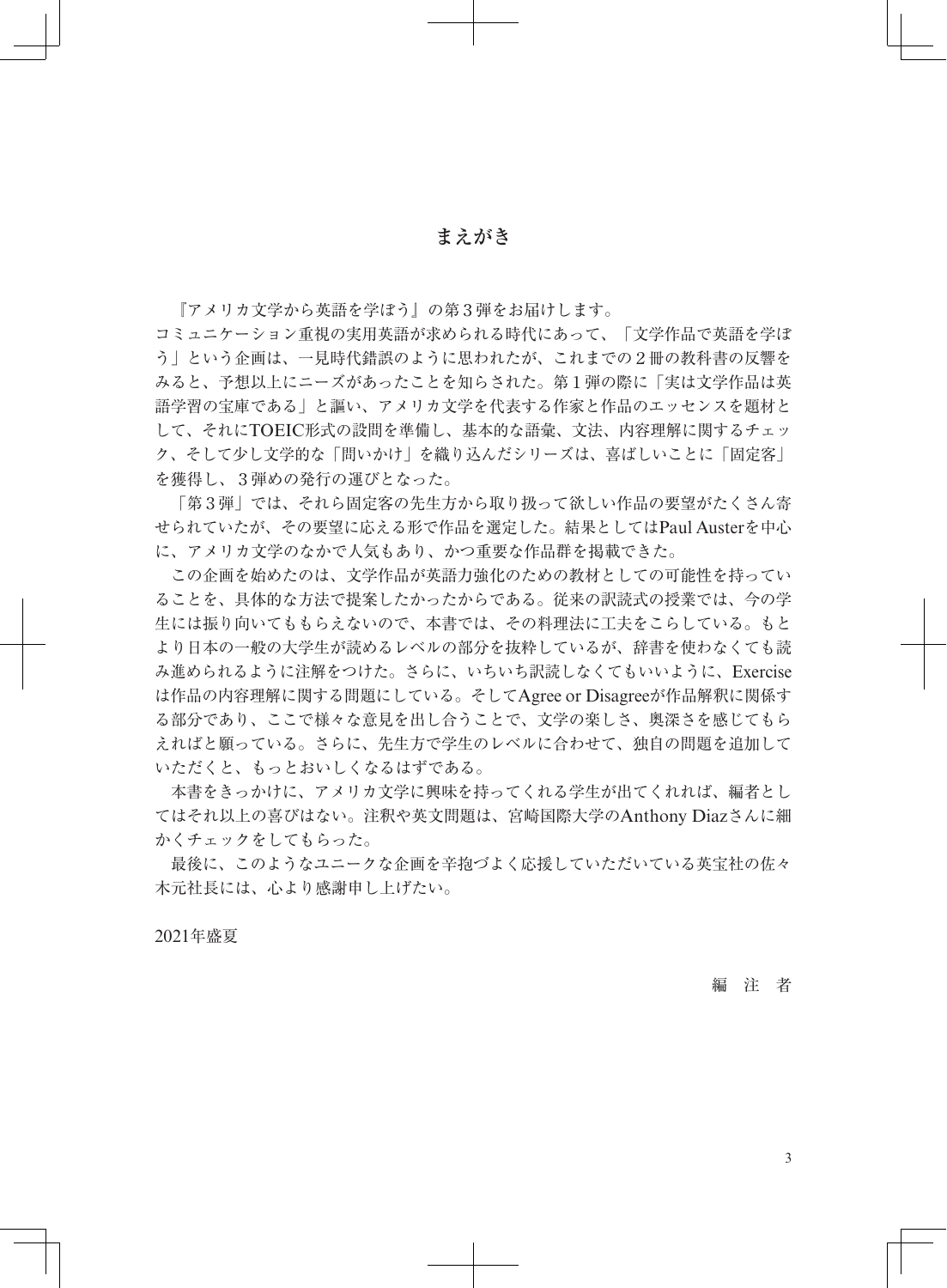# まえがき

『アメリカ文学から英語を学ぼう』の第３弾をお届けします。

コミュニケーション重視の実用英語が求められる時代にあって、「文学作品で英語を学ぼう」という企画は、一見時代錯誤のように思われたが、これまでの２冊の教科書の反響をみると、予想以上にニーズがあったことを知らされた。第１弾の際に「実は文学作品は英語学習の宝庫である」と謳い、アメリカ文学を代表する作家と作品のエッセンスを題材として、それにTOEIC形式の設問を準備し、基本的な語彙、文法、内容理解に関するチェック、そして少し文学的な「問いかけ」を織り込んだシリーズは、喜ばしいことに「固定客」を獲得し、３弾めの発行の運びとなった。

「第３弾」では、それら固定客の先生方から取り扱って欲しい作品の要望がたくさん寄せられていたが、その要望に応える形で作品を選定した。結果としてはPaul Austerを中心に、アメリカ文学のなかで人気もあり、かつ重要な作品群を掲載できた。

この企画を始めたのは、文学作品が英語力強化のための教材としての可能性を持っていることを、具体的な方法で提案したかったからである。従来の訳読式の授業では、今の学生には振り向いてももらえないので、本書では、その料理法に工夫をこらしている。もとより日本の一般の大学生が読めるレベルの部分を抜粋しているが、辞書を使わなくても読み進められるように注解をつけた。さらに、いちいち訳読しなくてもいいように、Exerciseは作品の内容理解に関する問題にしている。そしてAgree or Disagreeが作品解釈に関係する部分であり、ここで様々な意見を出し合うことで、文学の楽しさ、奥深さを感じてもらえればと願っている。さらに、先生方で学生のレベルに合わせて、独自の問題を追加していただくと、もっとおいしくなるはずである。

本書をきっかけに、アメリカ文学に興味を持ってくれる学生が出てくれれば、編者としてはそれ以上の喜びはない。注釈や英文問題は、宮崎国際大学のAnthony Diazさんに細かくチェックをしてもらった。

最後に、このようなユニークな企画を辛抱づよく応援していただいている英宝社の佐々木元社長には、心より感謝申し上げたい。

2021年盛夏

編　注　者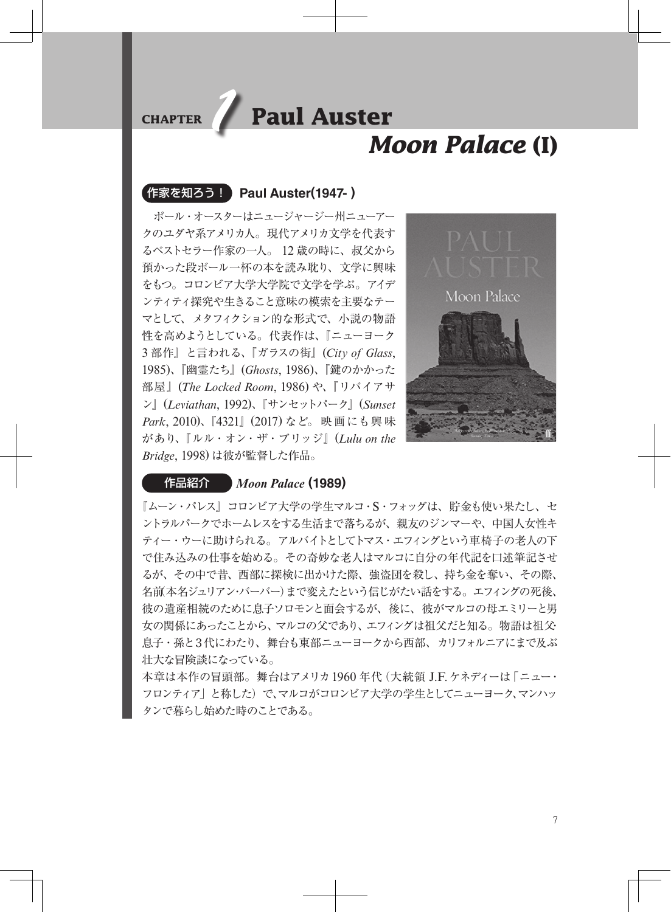# CHAPTER 1 Paul Auster
## *Moon Palace* (I)

### 作家を知ろう！ Paul Auster(1947- )

ポール・オースターはニュージャージー州ニューアークのユダヤ系アメリカ人。現代アメリカ文学を代表するベストセラー作家の一人。12 歳の時に、叔父から預かった段ボール一杯の本を読み耽り、文学に興味をもつ。コロンビア大学大学院で文学を学ぶ。アイデンティティ探究や生きること意味の模索を主要なテーマとして、メタフィクション的な形式で、小説の物語性を高めようとしている。代表作は、『ニューヨーク3 部作』と言われる、『ガラスの街』(*City of Glass*, 1985)、『幽霊たち』(*Ghosts*, 1986)、『鍵のかかった部屋』(*The Locked Room*, 1986) や、『リバイアサン』(*Leviathan*, 1992)、『サンセットパーク』(*Sunset Park*, 2010)、『4321』(2017) など。映画にも興味があり、『ルル・オン・ザ・ブリッジ』(*Lulu on the Bridge*, 1998) は彼が監督した作品。

### 作品紹介 *Moon Palace* (1989)

『ムーン・パレス』コロンビア大学の学生マルコ・S・フォッグは、貯金も使い果たし、セントラルパークでホームレスをする生活まで落ちるが、親友のジンマーや、中国人女性キティー・ウーに助けられる。アルバイトとしてトマス・エフィングという車椅子の老人の下で住み込みの仕事を始める。その奇妙な老人はマルコに自分の年代記を口述筆記させるが、その中で昔、西部に探検に出かけた際、強盗団を殺し、持ち金を奪い、その際、名前(本名ジュリアン・バーバー)まで変えたという信じがたい話をする。エフィングの死後、彼の遺産相続のために息子ソロモンと面会するが、後に、彼がマルコの母エミリーと男女の関係にあったことから、マルコの父であり、エフィングは祖父だと知る。物語は祖父息子・孫と3代にわたり、舞台も東部ニューヨークから西部、カリフォルニアにまで及ぶ壮大な冒険談になっている。

本章は本作の冒頭部。舞台はアメリカ1960 年代（大統領 J.F. ケネディーは「ニュー・フロンティア」と称した）で、マルコがコロンビア大学の学生としてニューヨーク、マンハッタンで暮らし始めた時のことである。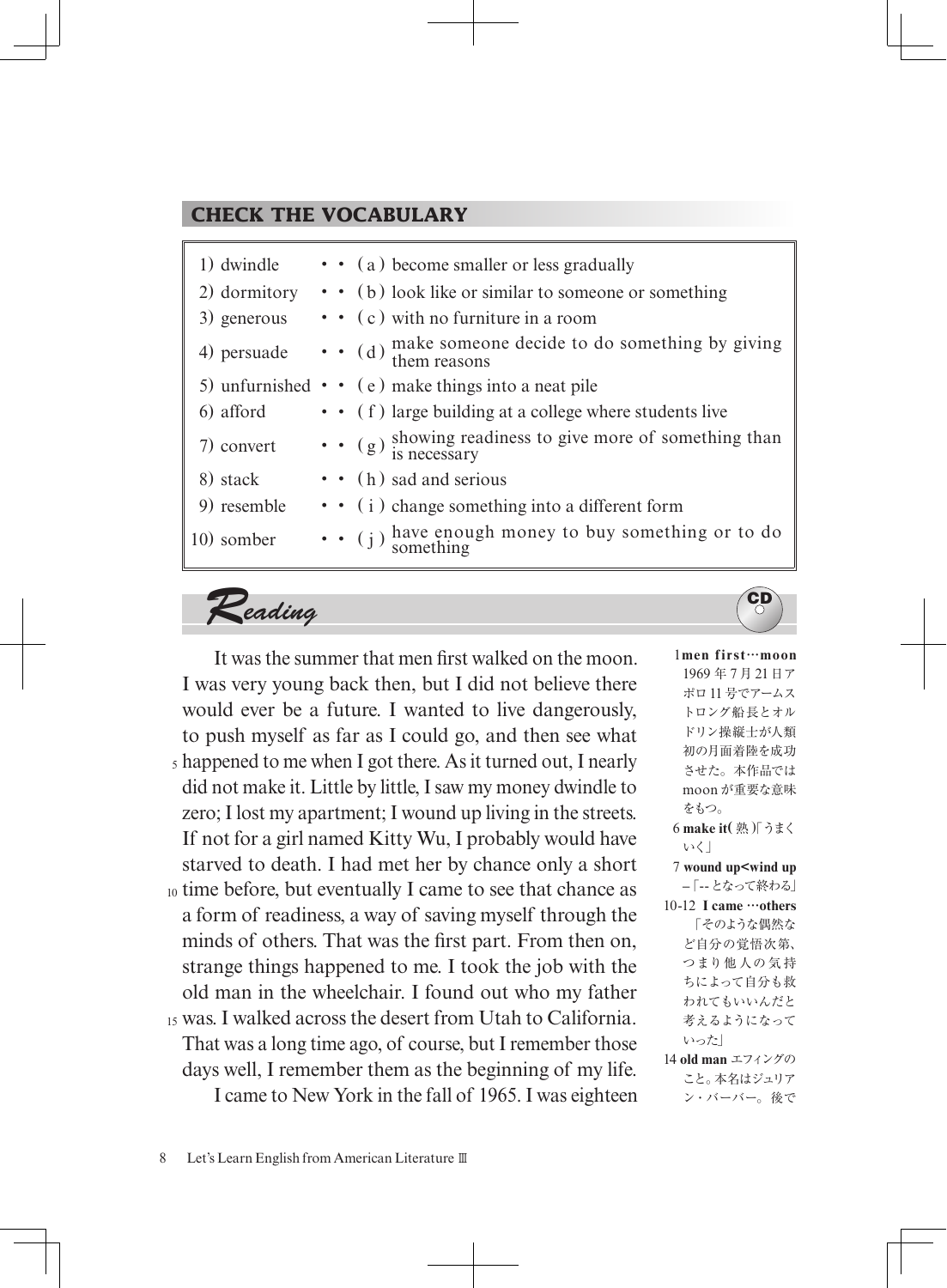## CHECK THE VOCABULARY

| | | |
|---|---|---|
| 1) dwindle | • • | (a) become smaller or less gradually |
| 2) dormitory | • • | (b) look like or similar to someone or something |
| 3) generous | • • | (c) with no furniture in a room |
| 4) persuade | • • | (d) make someone decide to do something by giving them reasons |
| 5) unfurnished | • • | (e) make things into a neat pile |
| 6) afford | • • | (f) large building at a college where students live |
| 7) convert | • • | (g) showing readiness to give more of something than is necessary |
| 8) stack | • • | (h) sad and serious |
| 9) resemble | • • | (i) change something into a different form |
| 10) somber | • • | (j) have enough money to buy something or to do something |

## *Reading*

It was the summer that men first walked on the moon. I was very young back then, but I did not believe there would ever be a future. I wanted to live dangerously, to push myself as far as I could go, and then see what happened to me when I got there. As it turned out, I nearly did not make it. Little by little, I saw my money dwindle to zero; I lost my apartment; I wound up living in the streets. If not for a girl named Kitty Wu, I probably would have starved to death. I had met her by chance only a short time before, but eventually I came to see that chance as a form of readiness, a way of saving myself through the minds of others. That was the first part. From then on, strange things happened to me. I took the job with the old man in the wheelchair. I found out who my father was. I walked across the desert from Utah to California. That was a long time ago, of course, but I remember those days well, I remember them as the beginning of my life.

I came to New York in the fall of 1965. I was eighteen

1 **men first…moon** 1969年7月21日アポロ11号でアームストロング船長とオルドリン操縦士が人類初の月面着陸を成功させた。本作品ではmoonが重要な意味をもつ。

6 **make it**(熟)「うまくいく」

7 **wound up<wind up** –「-- となって終わる」

10-12 **I came …others** 「そのような偶然など自分の覚悟次第、つまり他人の気持ちによって自分も救われてもいいんだと考えるようになっていった」

14 **old man** エフィングのこと。本名はジュリアン・バーバー。後で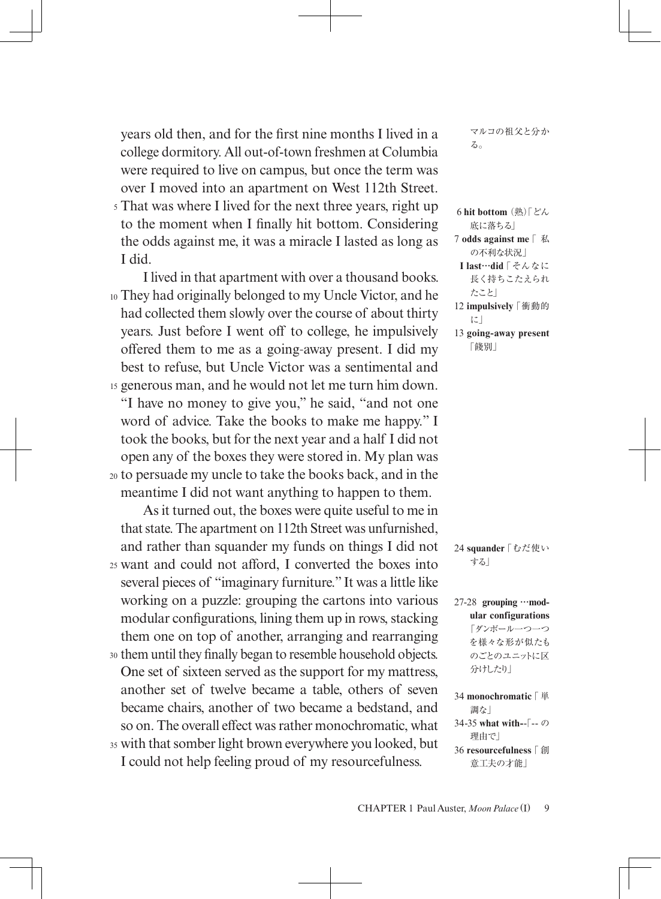years old then, and for the first nine months I lived in a college dormitory. All out-of-town freshmen at Columbia were required to live on campus, but once the term was over I moved into an apartment on West 112th Street. That was where I lived for the next three years, right up to the moment when I finally hit bottom. Considering the odds against me, it was a miracle I lasted as long as I did.

I lived in that apartment with over a thousand books. They had originally belonged to my Uncle Victor, and he had collected them slowly over the course of about thirty years. Just before I went off to college, he impulsively offered them to me as a going-away present. I did my best to refuse, but Uncle Victor was a sentimental and generous man, and he would not let me turn him down. "I have no money to give you," he said, "and not one word of advice. Take the books to make me happy." I took the books, but for the next year and a half I did not open any of the boxes they were stored in. My plan was to persuade my uncle to take the books back, and in the meantime I did not want anything to happen to them.

As it turned out, the boxes were quite useful to me in that state. The apartment on 112th Street was unfurnished, and rather than squander my funds on things I did not want and could not afford, I converted the boxes into several pieces of "imaginary furniture." It was a little like working on a puzzle: grouping the cartons into various modular configurations, lining them up in rows, stacking them one on top of another, arranging and rearranging them until they finally began to resemble household objects. One set of sixteen served as the support for my mattress, another set of twelve became a table, others of seven became chairs, another of two became a bedstand, and so on. The overall effect was rather monochromatic, what with that somber light brown everywhere you looked, but I could not help feeling proud of my resourcefulness.

---

マルコの祖父と分かる。

6 **hit bottom**（熟）「どん底に落ちる」

7 **odds against me**「私の不利な状況」

**I last…did**「そんなに長く持ちこたえられたこと」

12 **impulsively**「衝動的に」

13 **going-away present**「餞別」

24 **squander**「むだ使いする」

27-28 **grouping …modular configurations**「ダンボール一つ一つを様々な形が似たものごとのユニットに区分けしたり」

34 **monochromatic**「単調な」

34-35 **what with--**「-- の理由で」

36 **resourcefulness**「創意工夫の才能」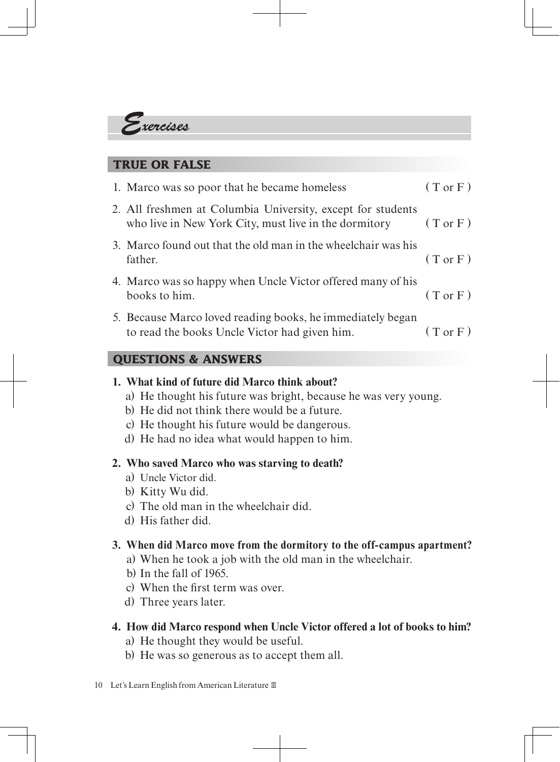# Exercises

## TRUE OR FALSE

1. Marco was so poor that he became homeless ( T or F )
2. All freshmen at Columbia University, except for students who live in New York City, must live in the dormitory ( T or F )
3. Marco found out that the old man in the wheelchair was his father. ( T or F )
4. Marco was so happy when Uncle Victor offered many of his books to him. ( T or F )
5. Because Marco loved reading books, he immediately began to read the books Uncle Victor had given him. ( T or F )

## QUESTIONS & ANSWERS

**1. What kind of future did Marco think about?**

a) He thought his future was bright, because he was very young.
b) He did not think there would be a future.
c) He thought his future would be dangerous.
d) He had no idea what would happen to him.

**2. Who saved Marco who was starving to death?**

a) Uncle Victor did.
b) Kitty Wu did.
c) The old man in the wheelchair did.
d) His father did.

**3. When did Marco move from the dormitory to the off-campus apartment?**

a) When he took a job with the old man in the wheelchair.
b) In the fall of 1965.
c) When the first term was over.
d) Three years later.

**4. How did Marco respond when Uncle Victor offered a lot of books to him?**

a) He thought they would be useful.
b) He was so generous as to accept them all.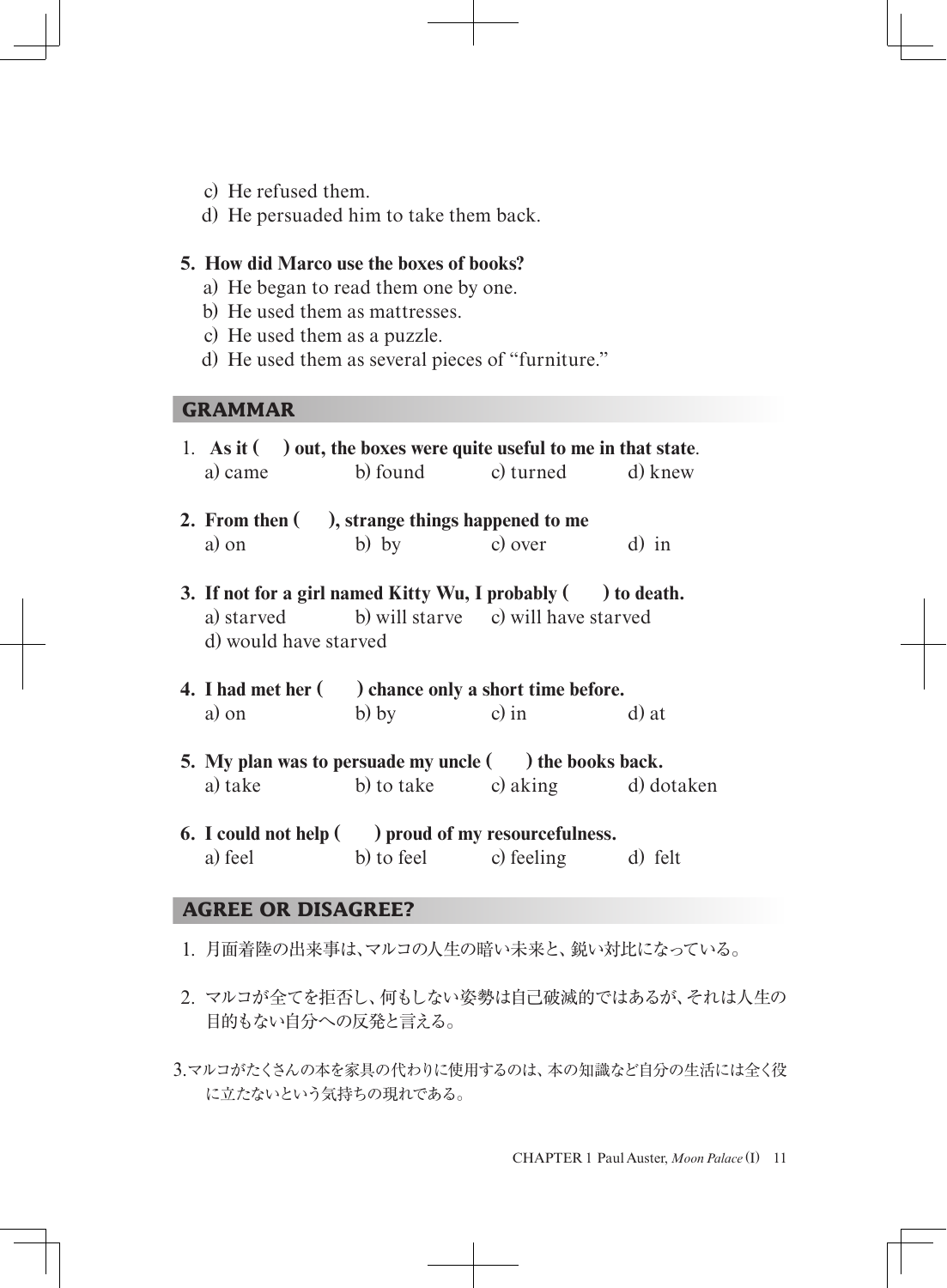c) He refused them.
d) He persuaded him to take them back.

**5. How did Marco use the boxes of books?**
a) He began to read them one by one.
b) He used them as mattresses.
c) He used them as a puzzle.
d) He used them as several pieces of "furniture."

## GRAMMAR

1. **As it ( ) out, the boxes were quite useful to me in that state**.
a) came b) found c) turned d) knew

**2. From then ( ), strange things happened to me**
a) on b) by c) over d) in

**3. If not for a girl named Kitty Wu, I probably ( ) to death.**
a) starved b) will starve c) will have starved
d) would have starved

**4. I had met her ( ) chance only a short time before.**
a) on b) by c) in d) at

**5. My plan was to persuade my uncle ( ) the books back.**
a) take b) to take c) aking d) dotaken

**6. I could not help ( ) proud of my resourcefulness.**
a) feel b) to feel c) feeling d) felt

## AGREE OR DISAGREE?

1. 月面着陸の出来事は、マルコの人生の暗い未来と、鋭い対比になっている。

2. マルコが全てを拒否し、何もしない姿勢は自己破滅的ではあるが、それは人生の目的もない自分への反発と言える。

3. マルコがたくさんの本を家具の代わりに使用するのは、本の知識など自分の生活には全く役に立たないという気持ちの現れである。